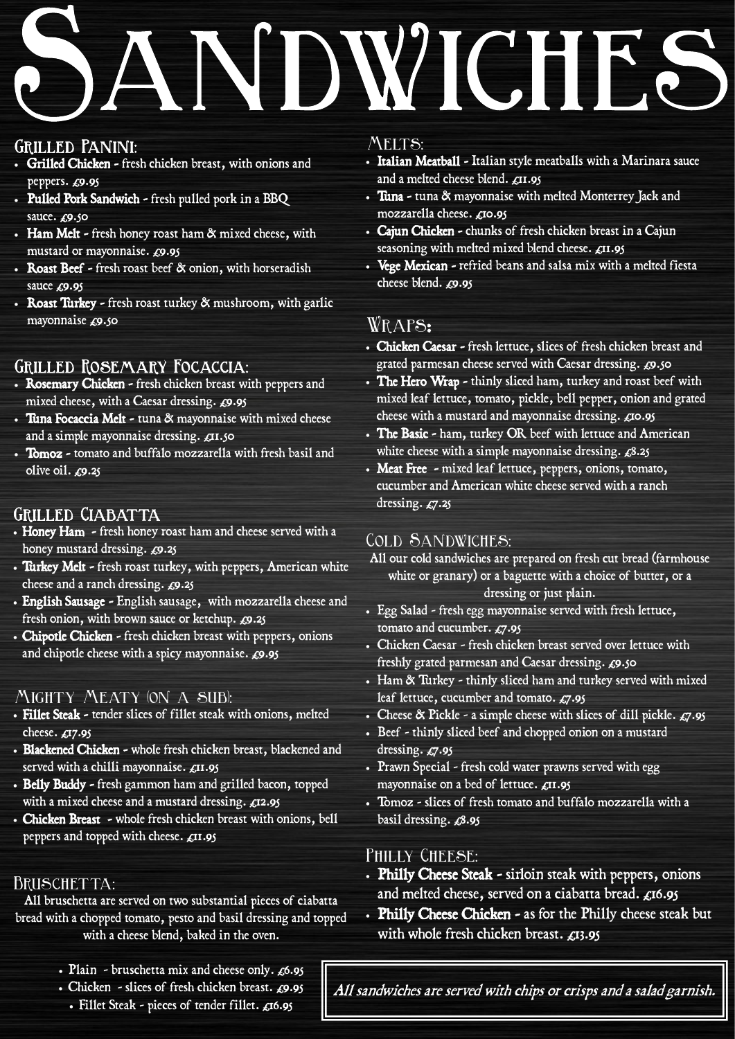# SANDWICHES

## Grilled Panini:

- **Grilled Chicken** - fresh chicken breast, with onions and peppers. £9.95
- **Pulled Pork Sandwich** - fresh pulled pork in a BBQ sauce. £9.50
- **Ham Melt** - fresh honey roast ham & mixed cheese, with mustard or mayonnaise. £9.95
- **Roast Beef** - fresh roast beef & onion, with horseradish sauce £9.95
- **Roast Turkey** - fresh roast turkey & mushroom, with garlic mayonnaise £9.50

## Grilled Rosemary Focaccia:

- **Rosemary Chicken** - fresh chicken breast with peppers and mixed cheese, with a Caesar dressing. £9.95
- **Tuna Focaccia Melt** - tuna & mayonnaise with mixed cheese and a simple mayonnaise dressing. £11.50
- **Tomoz** - tomato and buffalo mozzarella with fresh basil and olive oil. £9.25

## Grilled Ciabatta

- **Honey Ham** - fresh honey roast ham and cheese served with a honey mustard dressing. £9.25
- **Turkey Melt** - fresh roast turkey, with peppers, American white cheese and a ranch dressing. £9.25
- **English Sausage** - English sausage, with mozzarella cheese and fresh onion, with brown sauce or ketchup. £9.25
- **Chipotle Chicken** - fresh chicken breast with peppers, onions and chipotle cheese with a spicy mayonnaise. £9.95

## Mighty Meaty (on a sub):

- **Fillet Steak** - tender slices of fillet steak with onions, melted cheese. £17.95
- **Blackened Chicken** - whole fresh chicken breast, blackened and served with a chilli mayonnaise. £11.95
- **Belly Buddy** - fresh gammon ham and grilled bacon, topped with a mixed cheese and a mustard dressing. £12.95
- **Chicken Breast** - whole fresh chicken breast with onions, bell peppers and topped with cheese. £11.95

## Bruschetta:

All bruschetta are served on two substantial pieces of ciabatta bread with a chopped tomato, pesto and basil dressing and topped with a cheese blend, baked in the oven.

- Plain - bruschetta mix and cheese only. £6.95
- Chicken - slices of fresh chicken breast. £9.95
- Fillet Steak - pieces of tender fillet. £16.95

## Melts:

- **Italian Meatball** - Italian style meatballs with a Marinara sauce and a melted cheese blend. £11.95
- **Tuna** - tuna & mayonnaise with melted Monterrey Jack and mozzarella cheese. £10.95
- **Cajun Chicken** - chunks of fresh chicken breast in a Cajun seasoning with melted mixed blend cheese. £11.95
- **Vege Mexican** - refried beans and salsa mix with a melted fiesta cheese blend. £9.95

## Wraps:

- **Chicken Caesar** - fresh lettuce, slices of fresh chicken breast and grated parmesan cheese served with Caesar dressing. £9.50
- **The Hero Wrap** - thinly sliced ham, turkey and roast beef with mixed leaf lettuce, tomato, pickle, bell pepper, onion and grated cheese with a mustard and mayonnaise dressing. £10.95
- **The Basic** - ham, turkey OR beef with lettuce and American white cheese with a simple mayonnaise dressing. £8.25
- **Meat Free** - mixed leaf lettuce, peppers, onions, tomato, cucumber and American white cheese served with a ranch dressing. £7.25

## Cold Sandwiches:

All our cold sandwiches are prepared on fresh cut bread (farmhouse white or granary) or a baguette with a choice of butter, or a dressing or just plain.

- Egg Salad - fresh egg mayonnaise served with fresh lettuce, tomato and cucumber. £7.95
- Chicken Caesar - fresh chicken breast served over lettuce with freshly grated parmesan and Caesar dressing. £9.50
- Ham & Turkey - thinly sliced ham and turkey served with mixed leaf lettuce, cucumber and tomato. £7.95
- Cheese & Pickle - a simple cheese with slices of dill pickle. £7.95
- Beef - thinly sliced beef and chopped onion on a mustard dressing. £7.95
- Prawn Special - fresh cold water prawns served with egg mayonnaise on a bed of lettuce. £11.95
- Tomoz - slices of fresh tomato and buffalo mozzarella with a basil dressing. £8.95

## Philly Cheese:

- **Philly Cheese Steak** - sirloin steak with peppers, onions and melted cheese, served on a ciabatta bread. £16.95
- **Philly Cheese Chicken** - as for the Philly cheese steak but with whole fresh chicken breast. £13.95

*All sandwiches are served with chips or crisps and a salad garnish.*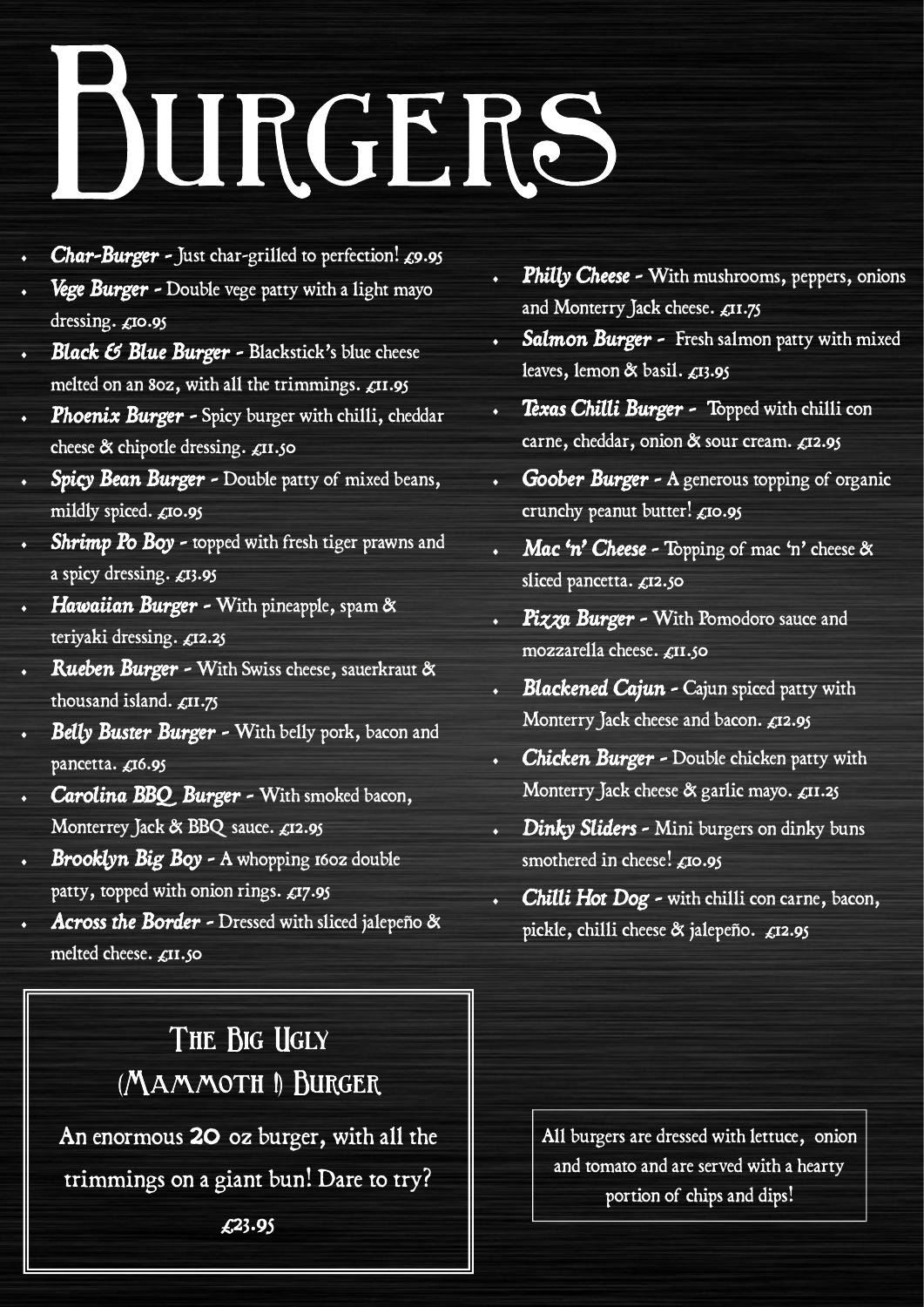# Burgers

- ***Char-Burger*** - Just char-grilled to perfection! £9.95
- ***Vege Burger*** - Double vege patty with a light mayo dressing. £10.95
- ***Black & Blue Burger*** - Blackstick's blue cheese melted on an 8oz, with all the trimmings. £11.95
- ***Phoenix Burger*** - Spicy burger with chilli, cheddar cheese & chipotle dressing. £11.50
- ***Spicy Bean Burger*** - Double patty of mixed beans, mildly spiced. £10.95
- ***Shrimp Po Boy*** - topped with fresh tiger prawns and a spicy dressing. £13.95
- ***Hawaiian Burger*** - With pineapple, spam & teriyaki dressing. £12.25
- ***Rueben Burger*** - With Swiss cheese, sauerkraut & thousand island. £11.75
- ***Belly Buster Burger*** - With belly pork, bacon and pancetta. £16.95
- ***Carolina BBQ Burger*** - With smoked bacon, Monterrey Jack & BBQ sauce. £12.95
- ***Brooklyn Big Boy*** - A whopping 16oz double patty, topped with onion rings. £17.95
- ***Across the Border*** - Dressed with sliced jalepeño & melted cheese. £11.50
- ***Philly Cheese*** - With mushrooms, peppers, onions and Monterry Jack cheese. £11.75
- ***Salmon Burger*** - Fresh salmon patty with mixed leaves, lemon & basil. £13.95
- ***Texas Chilli Burger*** - Topped with chilli con carne, cheddar, onion & sour cream. £12.95
- ***Goober Burger*** - A generous topping of organic crunchy peanut butter! £10.95
- ***Mac 'n' Cheese*** - Topping of mac 'n' cheese & sliced pancetta. £12.50
- ***Pizza Burger*** - With Pomodoro sauce and mozzarella cheese. £11.50
- ***Blackened Cajun*** - Cajun spiced patty with Monterry Jack cheese and bacon. £12.95
- ***Chicken Burger*** - Double chicken patty with Monterry Jack cheese & garlic mayo. £11.25
- ***Dinky Sliders*** - Mini burgers on dinky buns smothered in cheese! £10.95
- ***Chilli Hot Dog*** - with chilli con carne, bacon, pickle, chilli cheese & jalepeño. £12.95

## The Big Ugly (Mammoth!) Burger

An enormous **20** oz burger, with all the trimmings on a giant bun! Dare to try?

£23.95

All burgers are dressed with lettuce, onion and tomato and are served with a hearty portion of chips and dips!